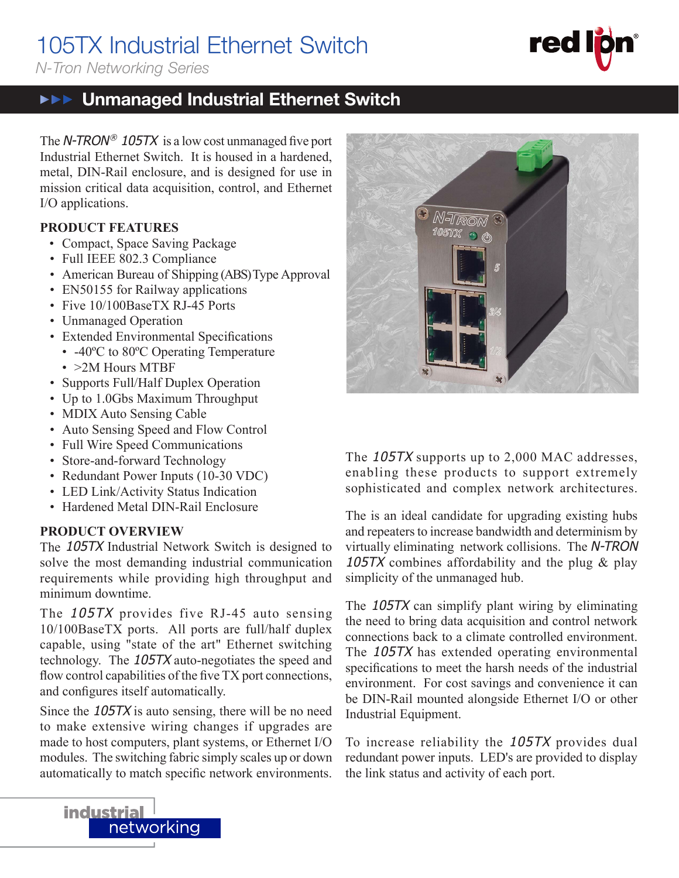# 105TX Industrial Ethernet Switch

*N-Tron Networking Series*

## Unmanaged Industrial Ethernet Switch

The *N-TRON®* *105TX* is a low cost unmanaged five port Industrial Ethernet Switch. It is housed in a hardened, metal, DIN-Rail enclosure, and is designed for use in mission critical data acquisition, control, and Ethernet I/O applications.

### PRODUCT FEATURES

- Compact, Space Saving Package
- Full IEEE 802.3 Compliance
- American Bureau of Shipping (ABS) Type Approval
- EN50155 for Railway applications
- Five 10/100BaseTX RJ-45 Ports
- Unmanaged Operation
- Extended Environmental Specifications
  - -40ºC to 80ºC Operating Temperature
  - >2M Hours MTBF
- Supports Full/Half Duplex Operation
- Up to 1.0Gbs Maximum Throughput
- MDIX Auto Sensing Cable
- Auto Sensing Speed and Flow Control
- Full Wire Speed Communications
- Store-and-forward Technology
- Redundant Power Inputs (10-30 VDC)
- LED Link/Activity Status Indication
- Hardened Metal DIN-Rail Enclosure

### PRODUCT OVERVIEW

The *105TX* Industrial Network Switch is designed to solve the most demanding industrial communication requirements while providing high throughput and minimum downtime.

The *105TX* provides five RJ-45 auto sensing 10/100BaseTX ports. All ports are full/half duplex capable, using "state of the art" Ethernet switching technology. The *105TX* auto-negotiates the speed and flow control capabilities of the five TX port connections, and configures itself automatically.

Since the *105TX* is auto sensing, there will be no need to make extensive wiring changes if upgrades are made to host computers, plant systems, or Ethernet I/O modules. The switching fabric simply scales up or down automatically to match specific network environments.

The *105TX* supports up to 2,000 MAC addresses, enabling these products to support extremely sophisticated and complex network architectures.

The is an ideal candidate for upgrading existing hubs and repeaters to increase bandwidth and determinism by virtually eliminating network collisions. The *N-TRON* *105TX* combines affordability and the plug & play simplicity of the unmanaged hub.

The *105TX* can simplify plant wiring by eliminating the need to bring data acquisition and control network connections back to a climate controlled environment. The *105TX* has extended operating environmental specifications to meet the harsh needs of the industrial environment. For cost savings and convenience it can be DIN-Rail mounted alongside Ethernet I/O or other Industrial Equipment.

To increase reliability the *105TX* provides dual redundant power inputs. LED's are provided to display the link status and activity of each port.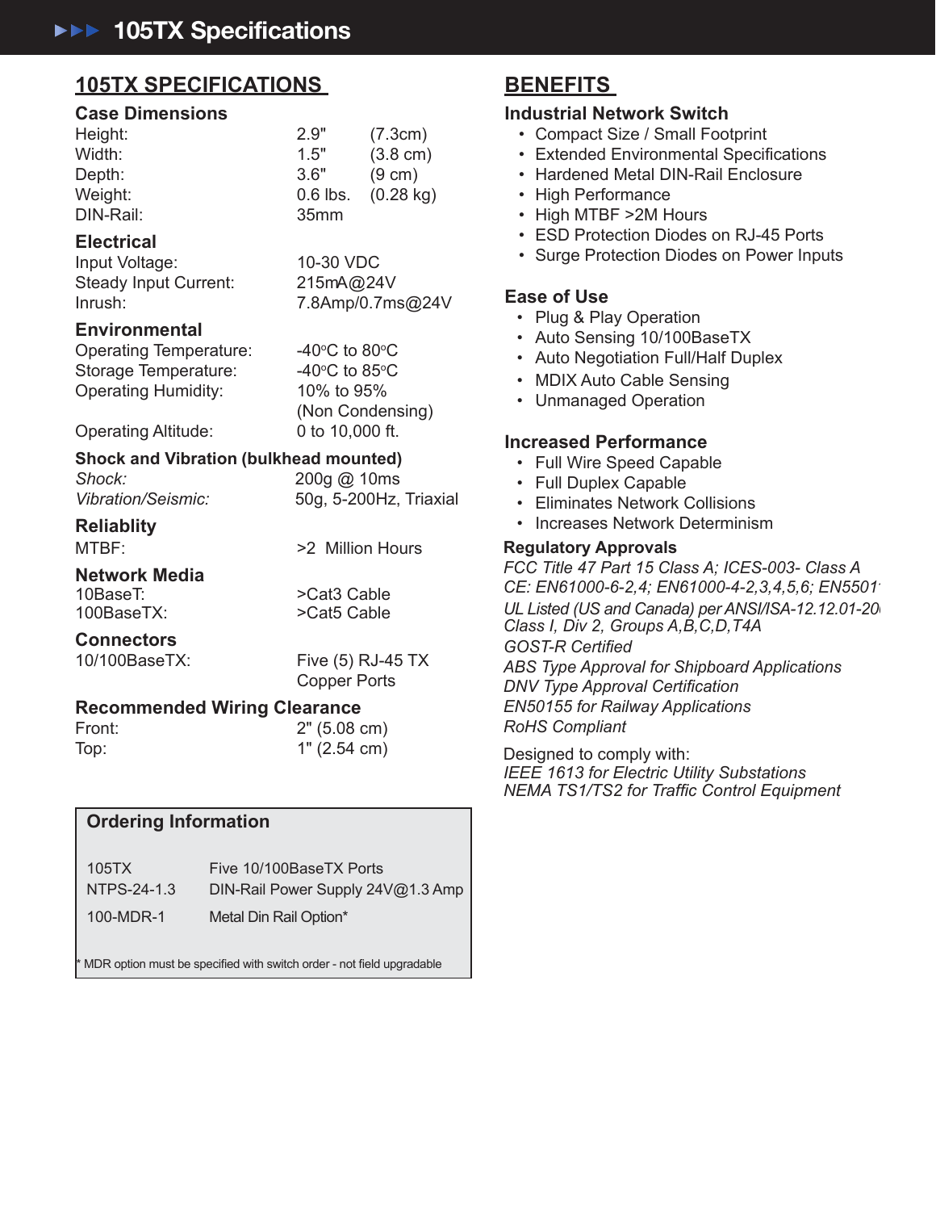# 105TX Specifications

## 105TX SPECIFICATIONS

### Case Dimensions

| | | |
|---|---|---|
| Height: | 2.9" | (7.3cm) |
| Width: | 1.5" | (3.8 cm) |
| Depth: | 3.6" | (9 cm) |
| Weight: | 0.6 lbs. | (0.28 kg) |
| DIN-Rail: | 35mm | |

### Electrical

| | |
|---|---|
| Input Voltage: | 10-30 VDC |
| Steady Input Current: | 215mA@24V |
| Inrush: | 7.8Amp/0.7ms@24V |

### Environmental

| | |
|---|---|
| Operating Temperature: | -40ºC to 80ºC |
| Storage Temperature: | -40ºC to 85ºC |
| Operating Humidity: | 10% to 95% (Non Condensing) |
| Operating Altitude: | 0 to 10,000 ft. |

### Shock and Vibration (bulkhead mounted)

| | |
|---|---|
| *Shock:* | 200g @ 10ms |
| *Vibration/Seismic:* | 50g, 5-200Hz, Triaxial |

### Reliablity

| | |
|---|---|
| MTBF: | >2 Million Hours |

### Network Media

| | |
|---|---|
| 10BaseT: | >Cat3 Cable |
| 100BaseTX: | >Cat5 Cable |

### Connectors

| | |
|---|---|
| 10/100BaseTX: | Five (5) RJ-45 TX Copper Ports |

### Recommended Wiring Clearance

| | |
|---|---|
| Front: | 2" (5.08 cm) |
| Top: | 1" (2.54 cm) |

### Ordering Information

| | |
|---|---|
| 105TX | Five 10/100BaseTX Ports |
| NTPS-24-1.3 | DIN-Rail Power Supply 24V@1.3 Amp |
| 100-MDR-1 | Metal Din Rail Option* |

\* MDR option must be specified with switch order - not field upgradable

## BENEFITS

### Industrial Network Switch

- Compact Size / Small Footprint
- Extended Environmental Specifications
- Hardened Metal DIN-Rail Enclosure
- High Performance
- High MTBF >2M Hours
- ESD Protection Diodes on RJ-45 Ports
- Surge Protection Diodes on Power Inputs

### Ease of Use

- Plug & Play Operation
- Auto Sensing 10/100BaseTX
- Auto Negotiation Full/Half Duplex
- MDIX Auto Cable Sensing
- Unmanaged Operation

### Increased Performance

- Full Wire Speed Capable
- Full Duplex Capable
- Eliminates Network Collisions
- Increases Network Determinism

### Regulatory Approvals

*FCC Title 47 Part 15 Class A; ICES-003- Class A*
*CE: EN61000-6-2,4; EN61000-4-2,3,4,5,6; EN5501*
*UL Listed (US and Canada) per ANSI/ISA-12.12.01-20*
*Class I, Div 2, Groups A,B,C,D,T4A*
*GOST-R Certified*
*ABS Type Approval for Shipboard Applications*
*DNV Type Approval Certification*
*EN50155 for Railway Applications*
*RoHS Compliant*

Designed to comply with:
*IEEE 1613 for Electric Utility Substations*
*NEMA TS1/TS2 for Traffic Control Equipment*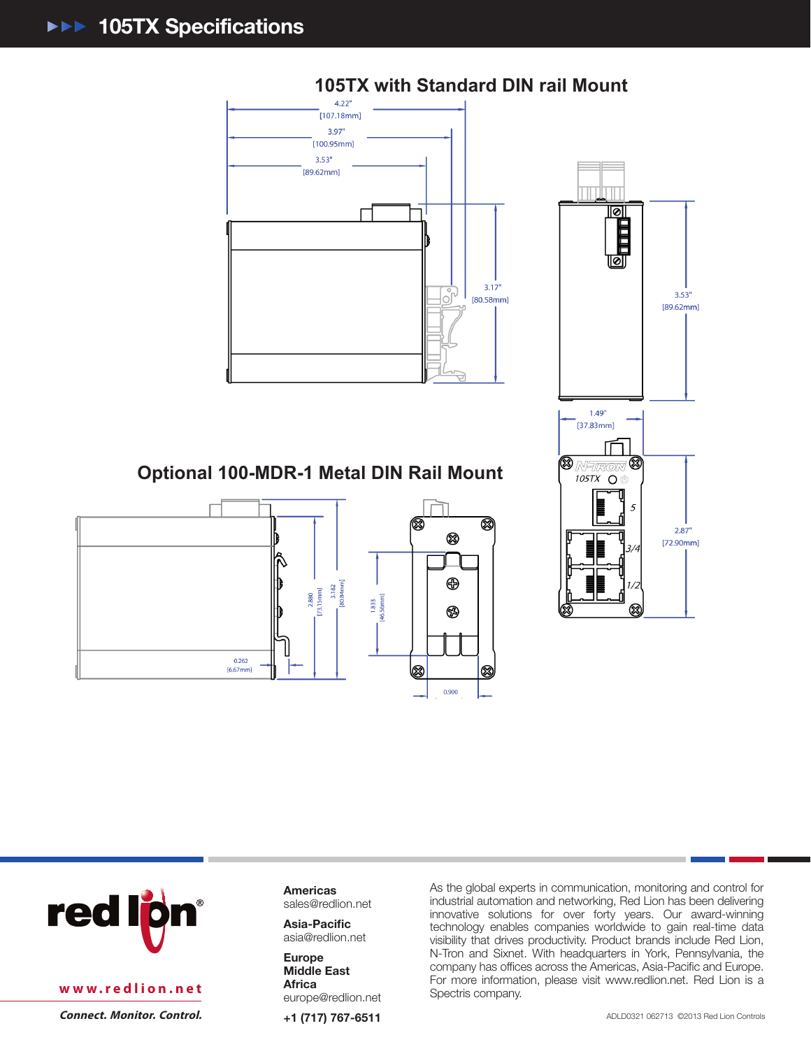# 105TX Specifications

## 105TX with Standard DIN rail Mount

4.22"
[107.18mm]

3.97"
[100.95mm]

3.53"
[89.62mm]

3.17"
[80.58mm]

3.53"
[89.62mm]

1.49"
[37.83mm]

2.87"
[72.90mm]

N-TRON
105TX
5
3/4
1/2

## Optional 100-MDR-1 Metal DIN Rail Mount

2.880
[73.15mm]

3.182
[80.84mm]

1.833
[46.56mm]

0.262
[6.67mm]

0.900

red lion®

www.redlion.net

*Connect. Monitor. Control.*

**Americas**
sales@redlion.net

**Asia-Pacific**
asia@redlion.net

**Europe**
**Middle East**
**Africa**
europe@redlion.net

**+1 (717) 767-6511**

As the global experts in communication, monitoring and control for industrial automation and networking, Red Lion has been delivering innovative solutions for over forty years. Our award-winning technology enables companies worldwide to gain real-time data visibility that drives productivity. Product brands include Red Lion, N-Tron and Sixnet. With headquarters in York, Pennsylvania, the company has offices across the Americas, Asia-Pacific and Europe. For more information, please visit www.redlion.net. Red Lion is a Spectris company.

ADLD0321 062713 ©2013 Red Lion Controls